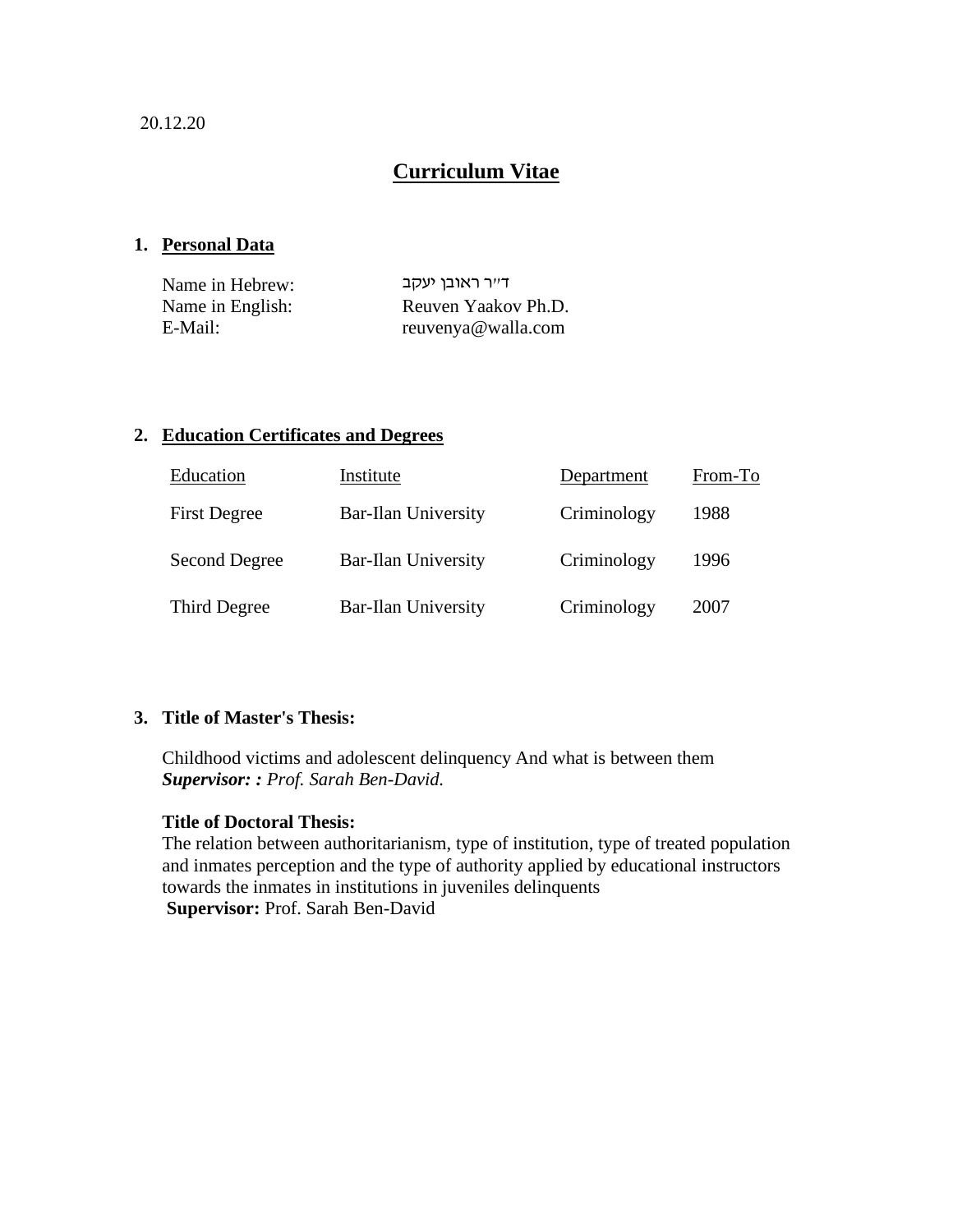20.12.20

# Curriculum Vitae

## 1. Personal Data

| | |
|---|---|
| Name in Hebrew: | ד"ר ראובן יעקב |
| Name in English: | Reuven Yaakov Ph.D. |
| E-Mail: | reuvenya@walla.com |

## 2. Education Certificates and Degrees

| Education | Institute | Department | From-To |
|---|---|---|---|
| First Degree | Bar-Ilan University | Criminology | 1988 |
| Second Degree | Bar-Ilan University | Criminology | 1996 |
| Third Degree | Bar-Ilan University | Criminology | 2007 |

## 3. Title of Master's Thesis:

Childhood victims and adolescent delinquency And what is between them
***Supervisor: :*** *Prof. Sarah Ben-David.*

**Title of Doctoral Thesis:**
The relation between authoritarianism, type of institution, type of treated population and inmates perception and the type of authority applied by educational instructors towards the inmates in institutions in juveniles delinquents
**Supervisor:** Prof. Sarah Ben-David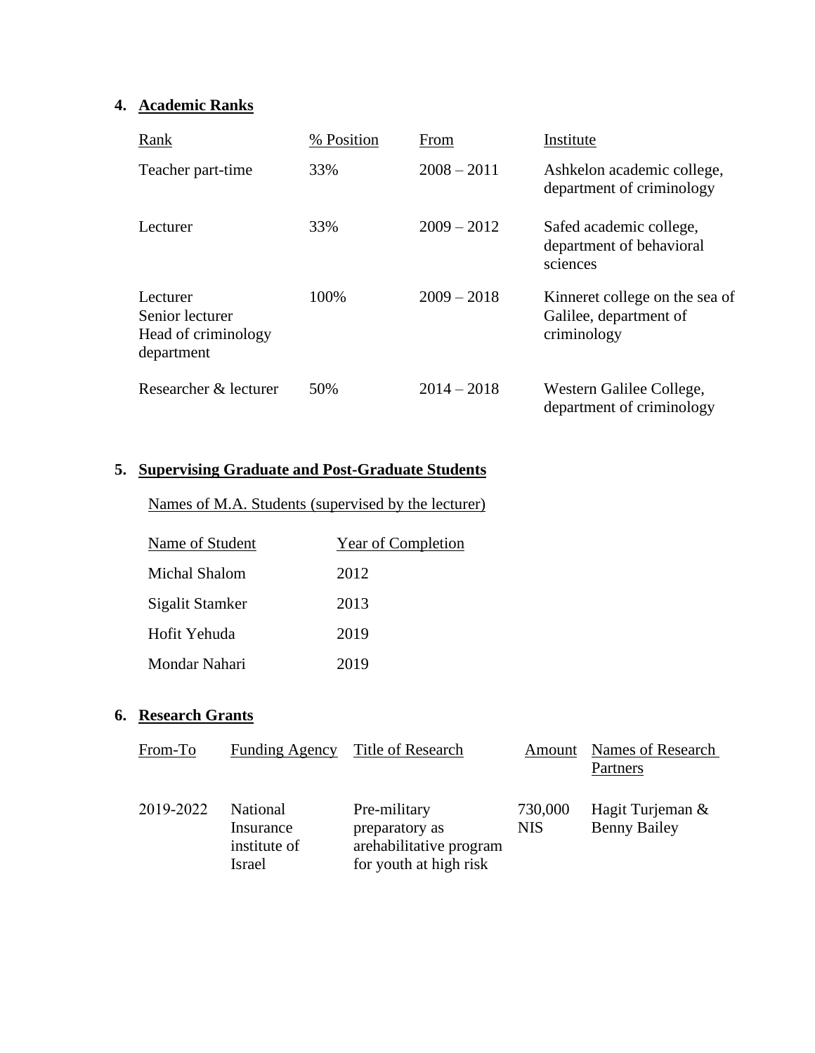## 4. Academic Ranks

| Rank | % Position | From | Institute |
|---|---|---|---|
| Teacher part-time | 33% | 2008 – 2011 | Ashkelon academic college, department of criminology |
| Lecturer | 33% | 2009 – 2012 | Safed academic college, department of behavioral sciences |
| Lecturer<br>Senior lecturer<br>Head of criminology department | 100% | 2009 – 2018 | Kinneret college on the sea of Galilee, department of criminology |
| Researcher & lecturer | 50% | 2014 – 2018 | Western Galilee College, department of criminology |

## 5. Supervising Graduate and Post-Graduate Students

Names of M.A. Students (supervised by the lecturer)

| Name of Student | Year of Completion |
|---|---|
| Michal Shalom | 2012 |
| Sigalit Stamker | 2013 |
| Hofit Yehuda | 2019 |
| Mondar Nahari | 2019 |

## 6. Research Grants

| From-To | Funding Agency | Title of Research | Amount | Names of Research Partners |
|---|---|---|---|---|
| 2019-2022 | National Insurance institute of Israel | Pre-military preparatory as arehabilitative program for youth at high risk | 730,000 NIS | Hagit Turjeman & Benny Bailey |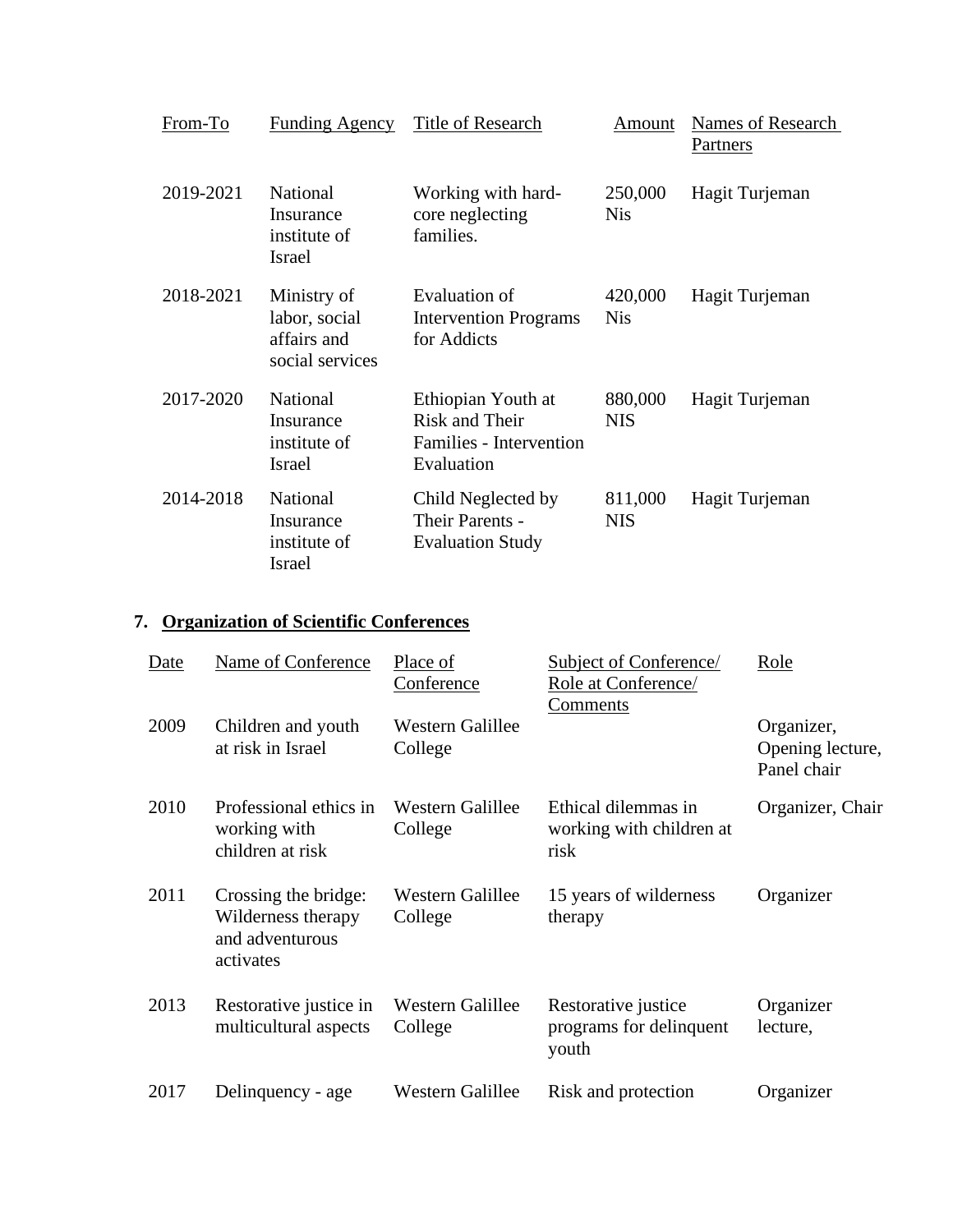| From-To | Funding Agency | Title of Research | Amount | Names of Research Partners |
|---|---|---|---|---|
| 2019-2021 | National Insurance institute of Israel | Working with hard-core neglecting families. | 250,000 Nis | Hagit Turjeman |
| 2018-2021 | Ministry of labor, social affairs and social services | Evaluation of Intervention Programs for Addicts | 420,000 Nis | Hagit Turjeman |
| 2017-2020 | National Insurance institute of Israel | Ethiopian Youth at Risk and Their Families - Intervention Evaluation | 880,000 NIS | Hagit Turjeman |
| 2014-2018 | National Insurance institute of Israel | Child Neglected by Their Parents - Evaluation Study | 811,000 NIS | Hagit Turjeman |

## 7. Organization of Scientific Conferences

| Date | Name of Conference | Place of Conference | Subject of Conference/ Role at Conference/ Comments | Role |
|---|---|---|---|---|
| 2009 | Children and youth at risk in Israel | Western Galillee College | | Organizer, Opening lecture, Panel chair |
| 2010 | Professional ethics in working with children at risk | Western Galillee College | Ethical dilemmas in working with children at risk | Organizer, Chair |
| 2011 | Crossing the bridge: Wilderness therapy and adventurous activates | Western Galillee College | 15 years of wilderness therapy | Organizer |
| 2013 | Restorative justice in multicultural aspects | Western Galillee College | Restorative justice programs for delinquent youth | Organizer lecture, |
| 2017 | Delinquency - age | Western Galillee | Risk and protection | Organizer |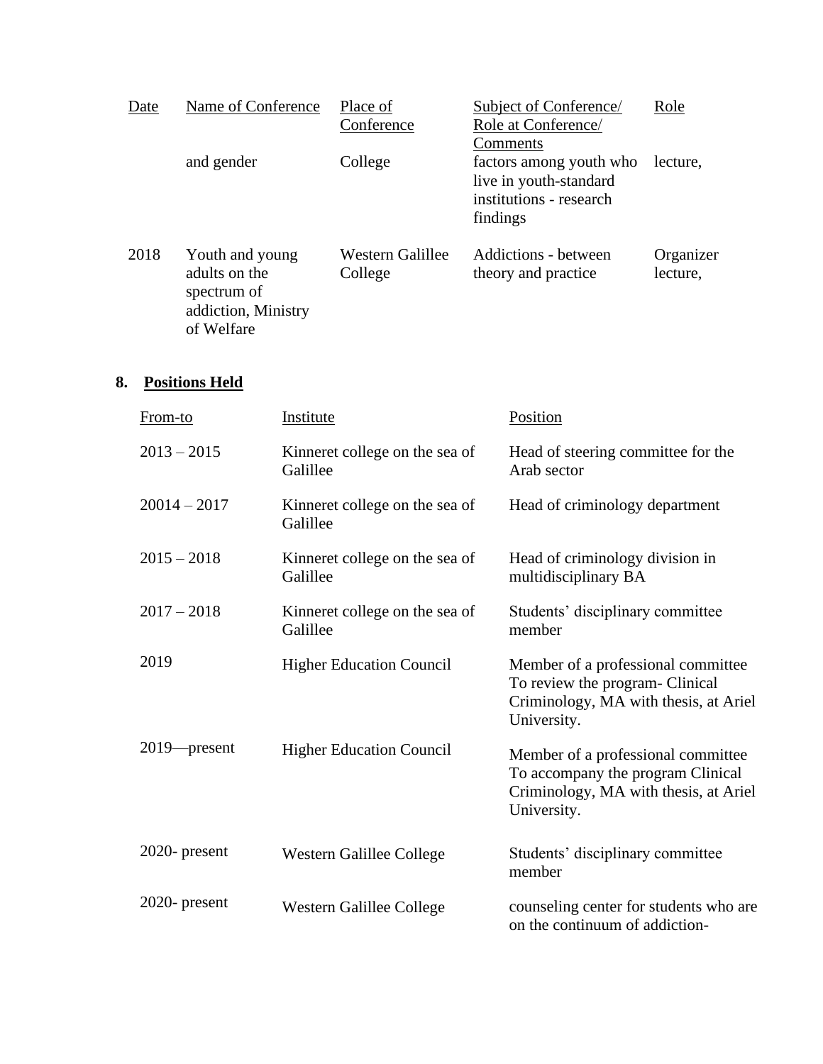| Date | Name of Conference | Place of Conference | Subject of Conference/ Role at Conference/ Comments | Role |
|---|---|---|---|---|
| | and gender | College | factors among youth who live in youth-standard institutions - research findings | lecture, |
| 2018 | Youth and young adults on the spectrum of addiction, Ministry of Welfare | Western Galillee College | Addictions - between theory and practice | Organizer lecture, |

## 8. **Positions Held**

| From-to | Institute | Position |
|---|---|---|
| 2013 – 2015 | Kinneret college on the sea of Galillee | Head of steering committee for the Arab sector |
| 20014 – 2017 | Kinneret college on the sea of Galillee | Head of criminology department |
| 2015 – 2018 | Kinneret college on the sea of Galillee | Head of criminology division in multidisciplinary BA |
| 2017 – 2018 | Kinneret college on the sea of Galillee | Students' disciplinary committee member |
| 2019 | Higher Education Council | Member of a professional committee To review the program- Clinical Criminology, MA with thesis, at Ariel University. |
| 2019—present | Higher Education Council | Member of a professional committee To accompany the program Clinical Criminology, MA with thesis, at Ariel University. |
| 2020- present | Western Galillee College | Students' disciplinary committee member |
| 2020- present | Western Galillee College | counseling center for students who are on the continuum of addiction- |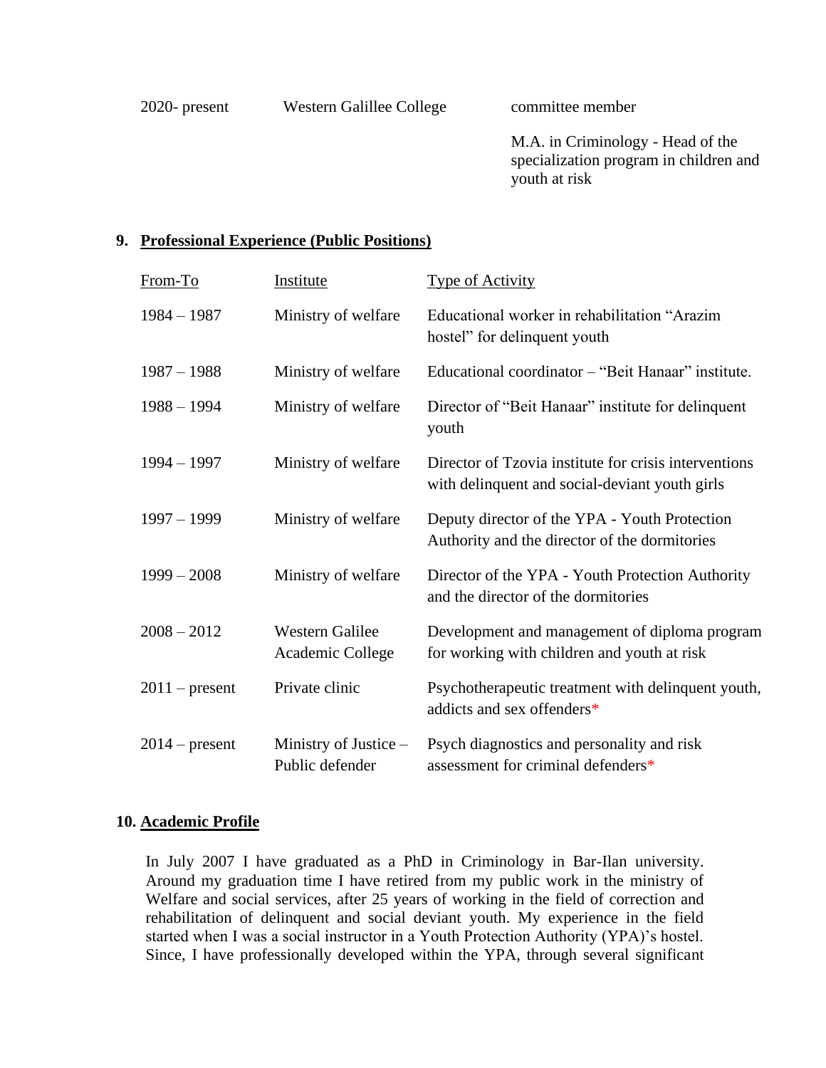| | | |
|---|---|---|
| 2020- present | Western Galillee College | committee member<br><br>M.A. in Criminology - Head of the specialization program in children and youth at risk |

## 9. Professional Experience (Public Positions)

| From-To | Institute | Type of Activity |
|---|---|---|
| 1984 – 1987 | Ministry of welfare | Educational worker in rehabilitation "Arazim hostel" for delinquent youth |
| 1987 – 1988 | Ministry of welfare | Educational coordinator – "Beit Hanaar" institute. |
| 1988 – 1994 | Ministry of welfare | Director of "Beit Hanaar" institute for delinquent youth |
| 1994 – 1997 | Ministry of welfare | Director of Tzovia institute for crisis interventions with delinquent and social-deviant youth girls |
| 1997 – 1999 | Ministry of welfare | Deputy director of the YPA - Youth Protection Authority and the director of the dormitories |
| 1999 – 2008 | Ministry of welfare | Director of the YPA - Youth Protection Authority and the director of the dormitories |
| 2008 – 2012 | Western Galilee Academic College | Development and management of diploma program for working with children and youth at risk |
| 2011 – present | Private clinic | Psychotherapeutic treatment with delinquent youth, addicts and sex offenders* |
| 2014 – present | Ministry of Justice – Public defender | Psych diagnostics and personality and risk assessment for criminal defenders* |

## 10. Academic Profile

In July 2007 I have graduated as a PhD in Criminology in Bar-Ilan university. Around my graduation time I have retired from my public work in the ministry of Welfare and social services, after 25 years of working in the field of correction and rehabilitation of delinquent and social deviant youth. My experience in the field started when I was a social instructor in a Youth Protection Authority (YPA)'s hostel. Since, I have professionally developed within the YPA, through several significant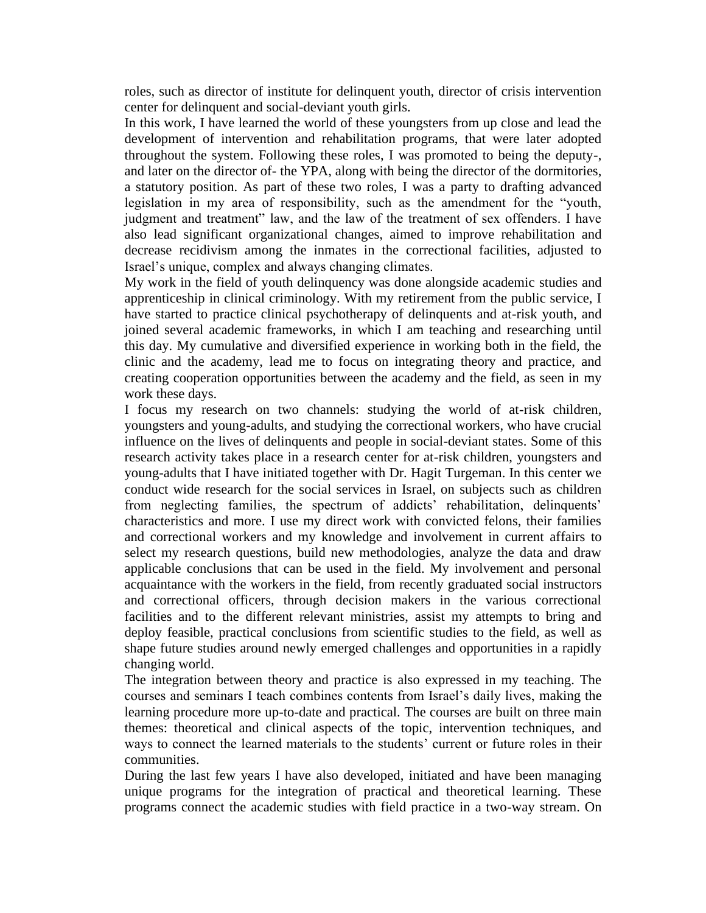roles, such as director of institute for delinquent youth, director of crisis intervention center for delinquent and social-deviant youth girls.

In this work, I have learned the world of these youngsters from up close and lead the development of intervention and rehabilitation programs, that were later adopted throughout the system. Following these roles, I was promoted to being the deputy-, and later on the director of- the YPA, along with being the director of the dormitories, a statutory position. As part of these two roles, I was a party to drafting advanced legislation in my area of responsibility, such as the amendment for the "youth, judgment and treatment" law, and the law of the treatment of sex offenders. I have also lead significant organizational changes, aimed to improve rehabilitation and decrease recidivism among the inmates in the correctional facilities, adjusted to Israel's unique, complex and always changing climates.

My work in the field of youth delinquency was done alongside academic studies and apprenticeship in clinical criminology. With my retirement from the public service, I have started to practice clinical psychotherapy of delinquents and at-risk youth, and joined several academic frameworks, in which I am teaching and researching until this day. My cumulative and diversified experience in working both in the field, the clinic and the academy, lead me to focus on integrating theory and practice, and creating cooperation opportunities between the academy and the field, as seen in my work these days.

I focus my research on two channels: studying the world of at-risk children, youngsters and young-adults, and studying the correctional workers, who have crucial influence on the lives of delinquents and people in social-deviant states. Some of this research activity takes place in a research center for at-risk children, youngsters and young-adults that I have initiated together with Dr. Hagit Turgeman. In this center we conduct wide research for the social services in Israel, on subjects such as children from neglecting families, the spectrum of addicts' rehabilitation, delinquents' characteristics and more. I use my direct work with convicted felons, their families and correctional workers and my knowledge and involvement in current affairs to select my research questions, build new methodologies, analyze the data and draw applicable conclusions that can be used in the field. My involvement and personal acquaintance with the workers in the field, from recently graduated social instructors and correctional officers, through decision makers in the various correctional facilities and to the different relevant ministries, assist my attempts to bring and deploy feasible, practical conclusions from scientific studies to the field, as well as shape future studies around newly emerged challenges and opportunities in a rapidly changing world.

The integration between theory and practice is also expressed in my teaching. The courses and seminars I teach combines contents from Israel's daily lives, making the learning procedure more up-to-date and practical. The courses are built on three main themes: theoretical and clinical aspects of the topic, intervention techniques, and ways to connect the learned materials to the students' current or future roles in their communities.

During the last few years I have also developed, initiated and have been managing unique programs for the integration of practical and theoretical learning. These programs connect the academic studies with field practice in a two-way stream. On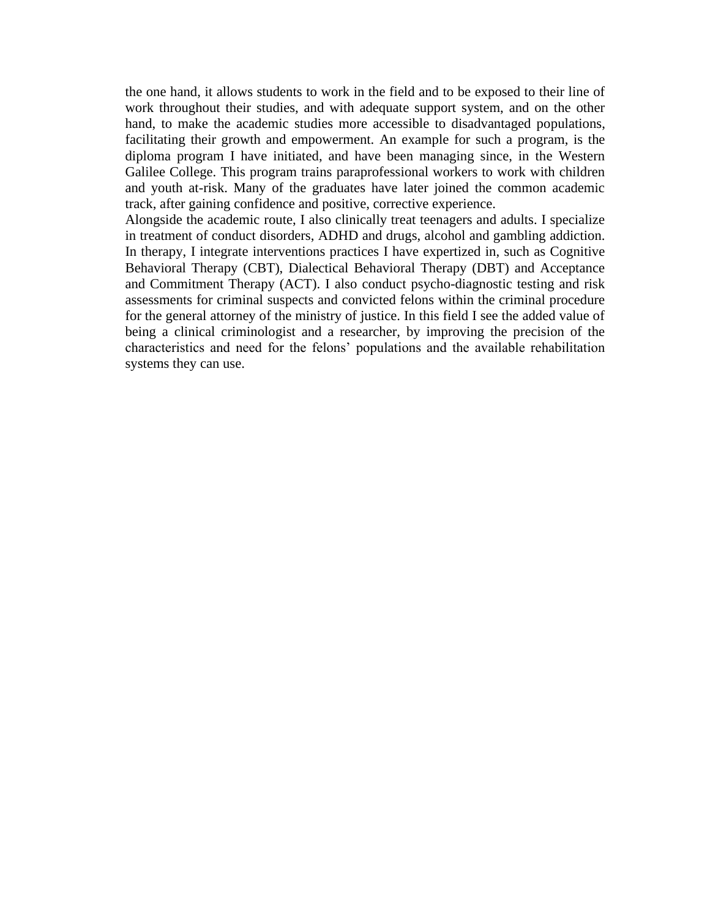the one hand, it allows students to work in the field and to be exposed to their line of work throughout their studies, and with adequate support system, and on the other hand, to make the academic studies more accessible to disadvantaged populations, facilitating their growth and empowerment. An example for such a program, is the diploma program I have initiated, and have been managing since, in the Western Galilee College. This program trains paraprofessional workers to work with children and youth at-risk. Many of the graduates have later joined the common academic track, after gaining confidence and positive, corrective experience.

Alongside the academic route, I also clinically treat teenagers and adults. I specialize in treatment of conduct disorders, ADHD and drugs, alcohol and gambling addiction. In therapy, I integrate interventions practices I have expertized in, such as Cognitive Behavioral Therapy (CBT), Dialectical Behavioral Therapy (DBT) and Acceptance and Commitment Therapy (ACT). I also conduct psycho-diagnostic testing and risk assessments for criminal suspects and convicted felons within the criminal procedure for the general attorney of the ministry of justice. In this field I see the added value of being a clinical criminologist and a researcher, by improving the precision of the characteristics and need for the felons' populations and the available rehabilitation systems they can use.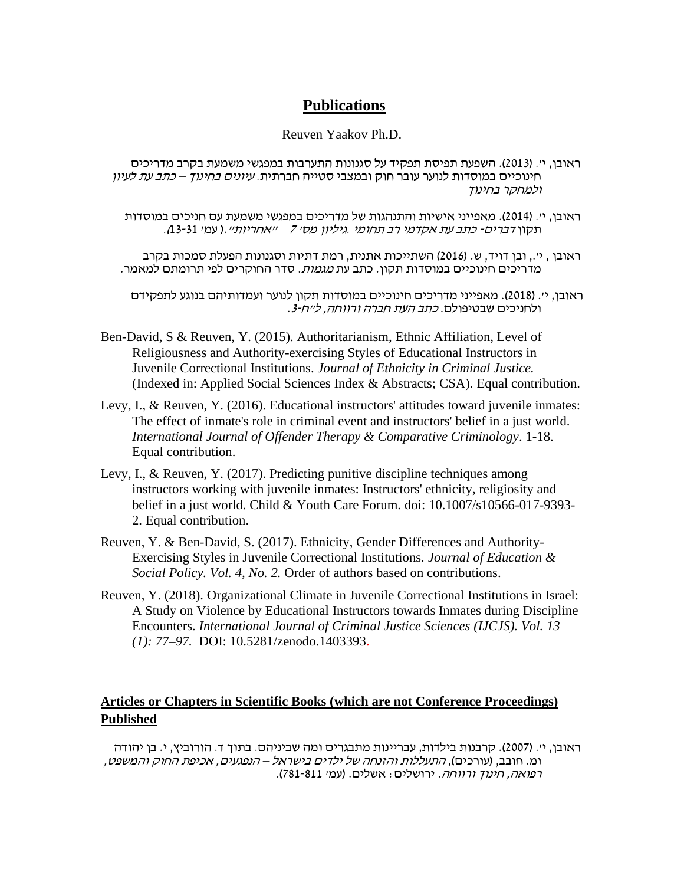## Publications

Reuven Yaakov Ph.D.

ראובן, י'. (2013). השפעת תפיסת תפקיד על סגנונות התערבות במפגשי משמעת בקרב מדריכים חינוכיים במוסדות לנוער עובר חוק ובמצבי סטייה חברתית. *עיונים בחינוך – כתב עת לעיון ולמחקר בחינוך*

ראובן, י'. (2014). מאפייני אישיות והתנהגות של מדריכים במפגשי משמעת עם חניכים במוסדות תקון *דברים- כתב עת אקדמי רב תחומי .גיליון מס' 7 – "אחריות".* ( עמ' 31-13).

ראובן , י'., ובן דויד, ש. (2016) השתייכות אתנית, רמת דתיות וסגנונות הפעלת סמכות בקרב מדריכים חינוכיים במוסדות תקון. כתב עת *מגמות.* סדר החוקרים לפי תרומתם למאמר.

ראובן, י'. (2018). מאפייני מדריכים חינוכיים במוסדות תקון לנוער ועמדותיהם בנוגע לתפקידם ולחניכים שבטיפולם. *כתב העת חברה ורווחה, ל"ח-3.*

Ben-David, S & Reuven, Y. (2015). Authoritarianism, Ethnic Affiliation, Level of Religiousness and Authority-exercising Styles of Educational Instructors in Juvenile Correctional Institutions. *Journal of Ethnicity in Criminal Justice.* (Indexed in: Applied Social Sciences Index & Abstracts; CSA). Equal contribution.

Levy, I., & Reuven, Y. (2016). Educational instructors' attitudes toward juvenile inmates: The effect of inmate's role in criminal event and instructors' belief in a just world. *International Journal of Offender Therapy & Comparative Criminology*. 1-18. Equal contribution.

Levy, I., & Reuven, Y. (2017). Predicting punitive discipline techniques among instructors working with juvenile inmates: Instructors' ethnicity, religiosity and belief in a just world. Child & Youth Care Forum. doi: 10.1007/s10566-017-9393-2. Equal contribution.

Reuven, Y. & Ben-David, S. (2017). Ethnicity, Gender Differences and Authority-Exercising Styles in Juvenile Correctional Institutions. *Journal of Education & Social Policy. Vol. 4, No. 2.* Order of authors based on contributions.

Reuven, Y. (2018). Organizational Climate in Juvenile Correctional Institutions in Israel: A Study on Violence by Educational Instructors towards Inmates during Discipline Encounters. *International Journal of Criminal Justice Sciences (IJCJS). Vol. 13 (1): 77–97.* DOI: 10.5281/zenodo.1403393.

## Articles or Chapters in Scientific Books (which are not Conference Proceedings) Published

ראובן, י'. (2007). קרבנות בילדות, עבריינות מתבגרים ומה שביניהם. בתוך ד. הורוביץ, י. בן יהודה ומ. חובב, (עורכים), *התעללות והזנחה של ילדים בישראל – הנפגעים, אכיפת החוק והמשפט, רפואה, חינוך ורווחה.* ירושלים: אשלים. (עמ' 811-781).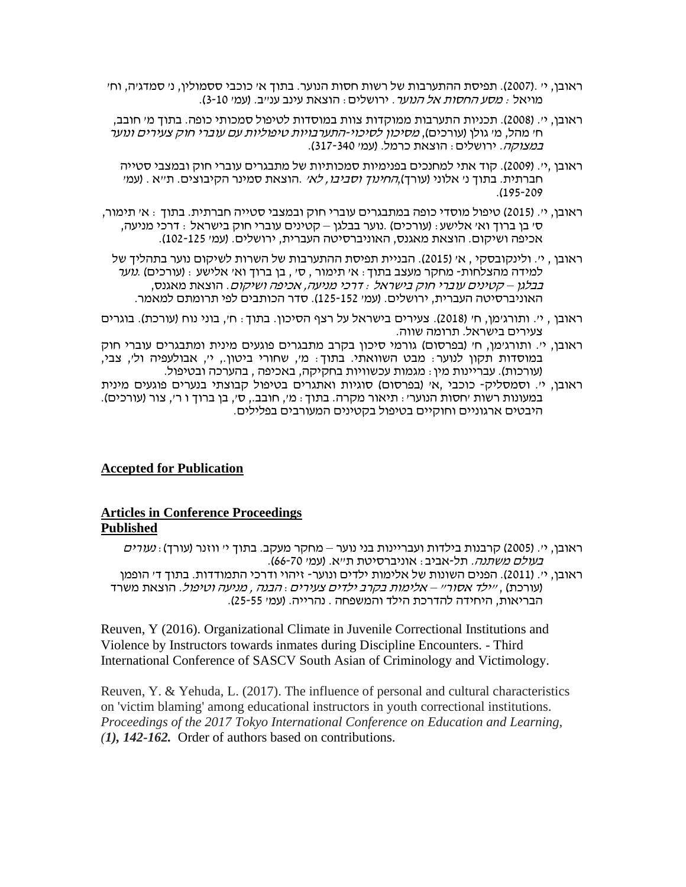ראובן, י' .(2007). תפיסת ההתערבות של רשות חסות הנוער. בתוך א' כוכבי ססמולין, נ' סמדג'ה, וח' מויאל : *מסע החסות אל הנוער* . ירושלים : הוצאת עינב ענ"ב. (עמ' 10-3).

ראובן, י'. (2008). תכניות התערבות ממוקדות צוות במוסדות לטיפול סמכותי כופה. בתוך מ' חובב, ח' מהל, מ' גולן (עורכים), *מסיכון לסיכוי-התערבויות טיפוליות עם עוברי חוק צעירים ונוער במצוקה*. ירושלים : הוצאת כרמל. (עמ' 340-317).

ראובן ,י'. (2009). קוד אתי למחנכים בפנימיות סמכותיות של מתבגרים עוברי חוק ובמצבי סטייה חברתית. בתוך נ' אלוני (עורך),*החינוך וסביבו, לא'* .הוצאת סמינר הקיבוצים. ת"א . (עמ' 209-195).

ראובן, י'. (2015) טיפול מוסדי כופה במתבגרים עוברי חוק ובמצבי סטייה חברתית. בתוך : א' תימור, ס' בן ברוך וא' אלישע : (עורכים) .נוער בבלגן – קטינים עוברי חוק בישראל : דרכי מניעה, אכיפה ושיקום. הוצאת מאגנס, האוניברסיטה העברית, ירושלים. (עמ' 125-102).

ראובן , י'. ולינקובסקי , א' (2015). הבניית תפיסת ההתערבות של השרות לשיקום נוער בתהליך של למידה מהצלחות- מחקר מעצב בתוך : א' תימור , ס' , בן ברוך וא' אלישע : (עורכים) .*נוער בבלגן – קטינים עוברי חוק בישראל : דרכי מניעה, אכיפה ושיקום*. הוצאת מאגנס, האוניברסיטה העברית, ירושלים. (עמ' 152-125). סדר הכותבים לפי תרומתם למאמר.

ראובן , י'. ותורג'מן, ח' (2018). צעירים בישראל על רצף הסיכון. בתוך : ח', בוני נוח (עורכת). בוגרים צעירים בישראל. תרומה שווה.

ראובן, י'. ותורג'מן, ח' (בפרסום) גורמי סיכון בקרב מתבגרים פוגעים מינית ומתבגרים עוברי חוק במוסדות תקון לנוער : מבט השוואתי. בתוך : מ', שחורי ביטון., י', אבולעפיה ול', צבי, (עורכות). עבריינות מין : מגמות עכשוויות בחקיקה, באכיפה , בהערכה ובטיפול.

ראובן, י'. וסמסליק- כוכבי ,א' (בפרסום) סוגיות ואתגרים בטיפול קבוצתי בנערים פוגעים מינית במעונות רשות 'חסות הנוער' : תיאור מקרה. בתוך : מ', חובב., ס', בן ברוך ו ר', צור (עורכים). היבטים ארגוניים וחוקיים בטיפול בקטינים המעורבים בפלילים.

**Accepted for Publication**

**Articles in Conference Proceedings**
**Published**

ראובן, י'. (2005) קרבנות בילדות ועבריינות בני נוער – מחקר מעקב. בתוך י' ווזנר (עורך) : *נעורים בעולם משתנה*. תל-אביב : אוניברסיטת ת"א. (עמ' 70-66).

ראובן, י'. (2011). הפנים השונות של אלימות ילדים ונוער- זיהוי ודרכי התמודדות. בתוך ד' הופמן (עורכת) , *"ילד אסור" – אלימות בקרב ילדים צעירים : הבנה , מניעה וטיפול*. הוצאת משרד הבריאות, היחידה להדרכת הילד והמשפחה . נהרייה. (עמ' 55-25).

Reuven, Y (2016). Organizational Climate in Juvenile Correctional Institutions and Violence by Instructors towards inmates during Discipline Encounters. - Third International Conference of SASCV South Asian of Criminology and Victimology.

Reuven, Y. & Yehuda, L. (2017). The influence of personal and cultural characteristics on 'victim blaming' among educational instructors in youth correctional institutions. *Proceedings of the 2017 Tokyo International Conference on Education and Learning, **(1), 142-162.*** Order of authors based on contributions.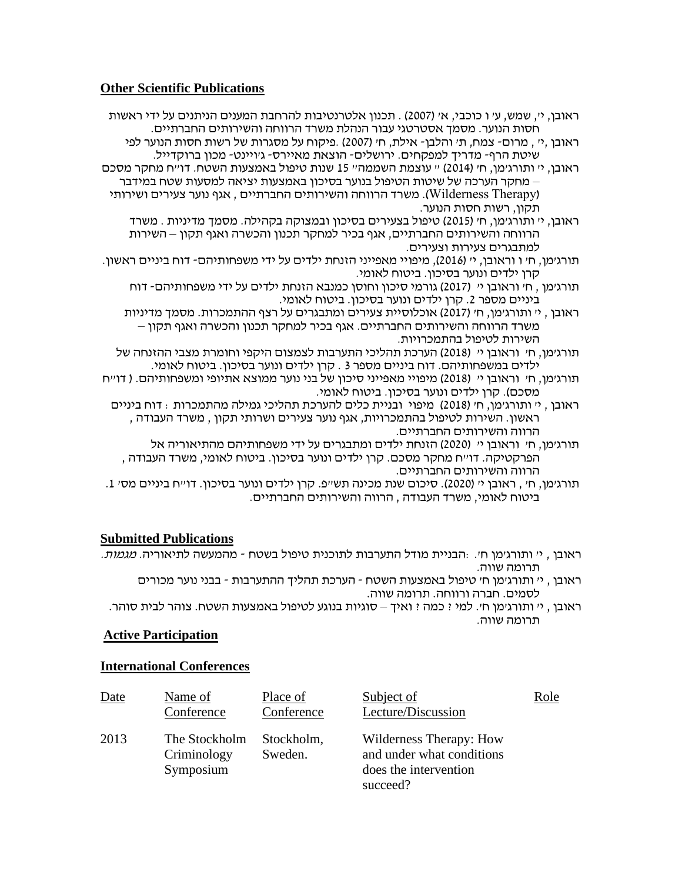## Other Scientific Publications

ראובן, י', שמש, ע' ו כוכבי, א' (2007) . תכנון אלטרנטיבות להרחבת המענים הניתנים על ידי ראשות חסות הנוער. מסמך אסטרטגי עבור הנהלת משרד הרווחה והשירותים החברתיים.

ראובן ,י' , מרום- צמח, ת' והלבן- אילת, ח' (2007) .פיקוח על מסגרות של רשות חסות הנוער לפי שיטת הרף- מדריך למפקחים. ירושלים- הוצאת מאיירס- ג'ויינט- מכון ברוקדייל.

ראובן, י' ותורג'מן, ח' (2014) " עוצמת השממה" 15 שנות טיפול באמצעות השטח. דו"ח מחקר מסכם – מחקר הערכה של שיטות הטיפול בנוער בסיכון באמצעות יציאה למסעות שטח במידבר (Wilderness Therapy). משרד הרווחה והשירותים החברתיים , אגף נוער צעירים ושירותי תקון, רשות חסות הנוער.

ראובן, י' ותורג'מן, ח' (2015) טיפול בצעירים בסיכון ובמצוקה בקהילה. מסמך מדיניות . משרד הרווחה והשירותים החברתיים, אגף בכיר למחקר תכנון והכשרה ואגף תקון – השירות למתבגרים צעירות וצעירים.

תורג'מן, ח' ו וראובן, י' (2016), מיפויי מאפייני הזנחת ילדים על ידי משפחותיהם- דוח ביניים ראשון. קרן ילדים ונוער בסיכון. ביטוח לאומי.

תורג'מן , ח' וראובן י' (2017) גורמי סיכון וחוסן כמנבא הזנחת ילדים על ידי משפחותיהם- דוח ביניים מספר 2. קרן ילדים ונוער בסיכון. ביטוח לאומי.

ראובן , י' ותורג'מן, ח' (2017) אוכלוסיית צעירים ומתבגרים על רצף ההתמכרות. מסמך מדיניות משרד הרווחה והשירותים החברתיים. אגף בכיר למחקר תכנון והכשרה ואגף תקון – השירות לטיפול בהתמכרויות.

תורג'מן, ח' וראובן י' (2018) הערכת תהליכי התערבות לצמצום היקפי וחומרת מצבי ההזנחה של ילדים במשפחותיהם. דוח ביניים מספר 3 . קרן ילדים ונוער בסיכון. ביטוח לאומי.

תורג'מן, ח' וראובן י' (2018) מיפויי מאפייני סיכון של בני נוער ממוצא אתיופי ומשפחותיהם. ( דו"ח מסכם). קרן ילדים ונוער בסיכון. ביטוח לאומי.

ראובן , י' ותורג'מן, ח' (2018) מיפוי ובניית כלים להערכת תהליכי גמילה מהתמכרות : דוח ביניים ראשון. השירות לטיפול בהתמכרויות, אגף נוער צעירים ושרותי תקון , משרד העבודה , הרווה והשירותים החברתיים.

תורג'מן, ח' וראובן י' (2020) הזנחת ילדים ומתבגרים על ידי משפחותיהם מהתיאוריה אל הפרקטיקה. דו"ח מחקר מסכם. קרן ילדים ונוער בסיכון. ביטוח לאומי, משרד העבודה , הרווה והשירותים החברתיים.

תורג'מן, ח' , ראובן י' (2020). סיכום שנת מכינה תש"פ. קרן ילדים ונוער בסיכון. דו"ח ביניים מס' 1. ביטוח לאומי, משרד העבודה , הרווה והשירותים החברתיים.

## Submitted Publications

ראובן , י' ותורג'מן ח'. :הבניית מודל התערבות לתוכנית טיפול בשטח - מהמעשה לתיאוריה. *מגמות.* תרומה שווה.

ראובן , י' ותורג'מן ח' טיפול באמצעות השטח - הערכת תהליך ההתערבות - בבני נוער מכורים לסמים. חברה ורווחה. תרומה שווה.

ראובן , י' ותורג'מן ח'. למי ? כמה ? ואיך – סוגיות בנוגע לטיפול באמצעות השטח. צוהר לבית סוהר. תרומה שווה.

## Active Participation

## International Conferences

| Date | Name of Conference | Place of Conference | Subject of Lecture/Discussion | Role |
|---|---|---|---|---|
| 2013 | The Stockholm Criminology Symposium | Stockholm, Sweden. | Wilderness Therapy: How and under what conditions does the intervention succeed? | |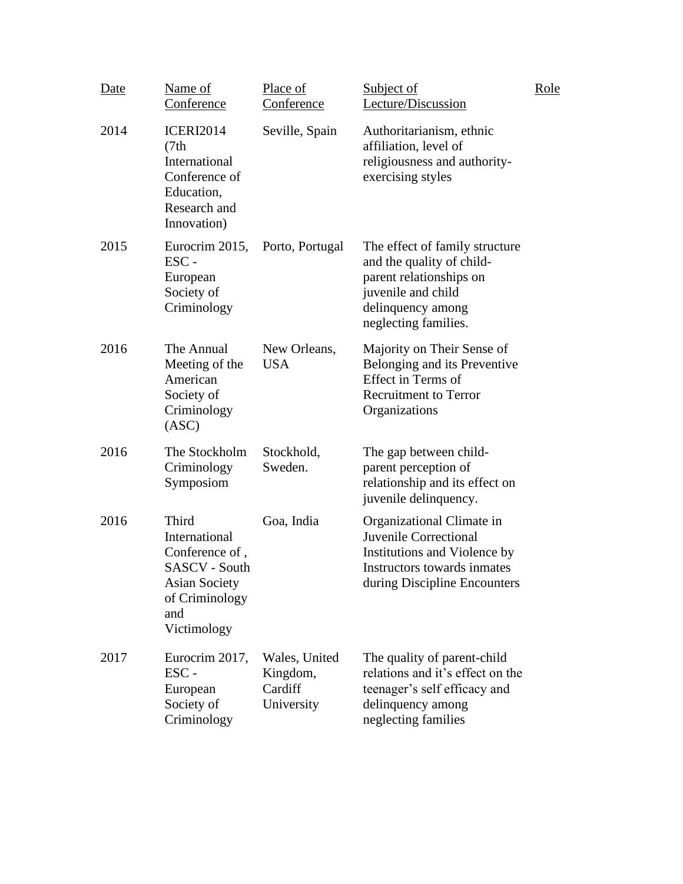| Date | Name of Conference | Place of Conference | Subject of Lecture/Discussion | Role |
|---|---|---|---|---|
| 2014 | ICERI2014 (7th International Conference of Education, Research and Innovation) | Seville, Spain | Authoritarianism, ethnic affiliation, level of religiousness and authority-exercising styles | |
| 2015 | Eurocrim 2015, ESC - European Society of Criminology | Porto, Portugal | The effect of family structure and the quality of child-parent relationships on juvenile and child delinquency among neglecting families. | |
| 2016 | The Annual Meeting of the American Society of Criminology (ASC) | New Orleans, USA | Majority on Their Sense of Belonging and its Preventive Effect in Terms of Recruitment to Terror Organizations | |
| 2016 | The Stockholm Criminology Symposiom | Stockhold, Sweden. | The gap between child-parent perception of relationship and its effect on juvenile delinquency. | |
| 2016 | Third International Conference of , SASCV - South Asian Society of Criminology and Victimology | Goa, India | Organizational Climate in Juvenile Correctional Institutions and Violence by Instructors towards inmates during Discipline Encounters | |
| 2017 | Eurocrim 2017, ESC - European Society of Criminology | Wales, United Kingdom, Cardiff University | The quality of parent-child relations and it's effect on the teenager's self efficacy and delinquency among neglecting families | |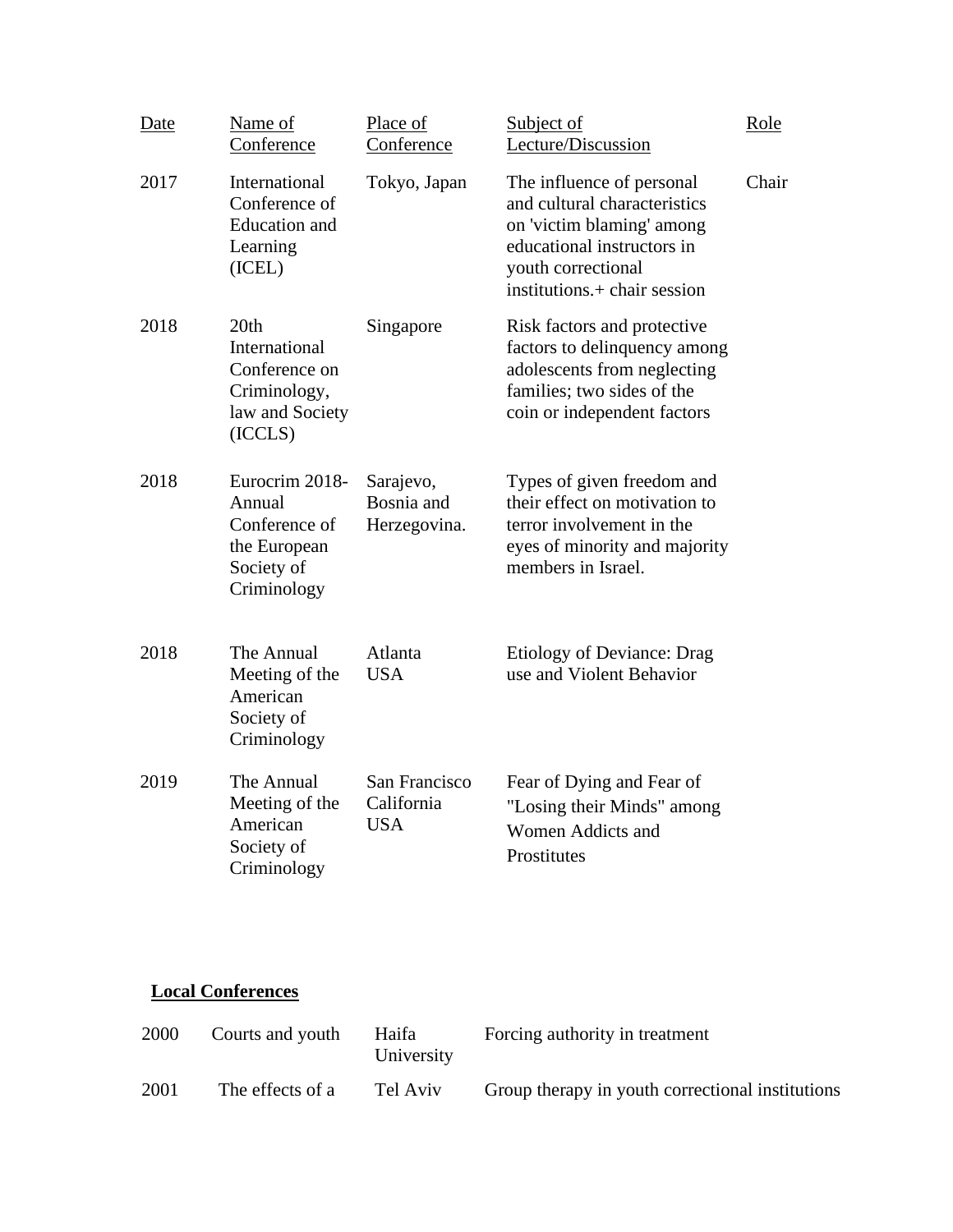| Date | Name of Conference | Place of Conference | Subject of Lecture/Discussion | Role |
|---|---|---|---|---|
| 2017 | International Conference of Education and Learning (ICEL) | Tokyo, Japan | The influence of personal and cultural characteristics on 'victim blaming' among educational instructors in youth correctional institutions.+ chair session | Chair |
| 2018 | 20th International Conference on Criminology, law and Society (ICCLS) | Singapore | Risk factors and protective factors to delinquency among adolescents from neglecting families; two sides of the coin or independent factors | |
| 2018 | Eurocrim 2018- Annual Conference of the European Society of Criminology | Sarajevo, Bosnia and Herzegovina. | Types of given freedom and their effect on motivation to terror involvement in the eyes of minority and majority members in Israel. | |
| 2018 | The Annual Meeting of the American Society of Criminology | Atlanta USA | Etiology of Deviance: Drag use and Violent Behavior | |
| 2019 | The Annual Meeting of the American Society of Criminology | San Francisco California USA | Fear of Dying and Fear of "Losing their Minds" among Women Addicts and Prostitutes | |

**Local Conferences**

| | | | |
|---|---|---|---|
| 2000 | Courts and youth | Haifa University | Forcing authority in treatment |
| 2001 | The effects of a | Tel Aviv | Group therapy in youth correctional institutions |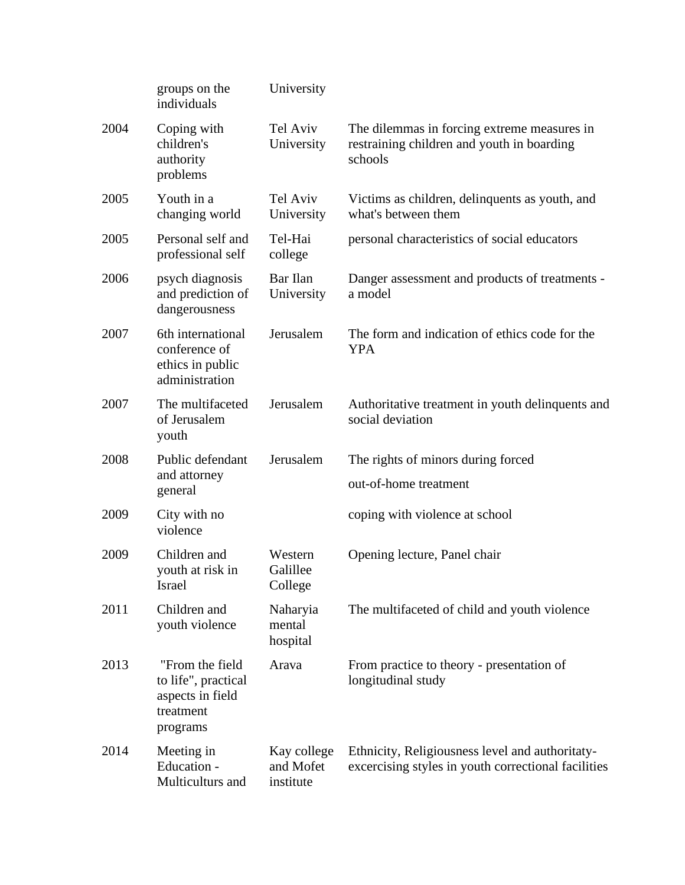|  | groups on the individuals | University |  |
|---|---|---|---|
| 2004 | Coping with children's authority problems | Tel Aviv University | The dilemmas in forcing extreme measures in restraining children and youth in boarding schools |
| 2005 | Youth in a changing world | Tel Aviv University | Victims as children, delinquents as youth, and what's between them |
| 2005 | Personal self and professional self | Tel-Hai college | personal characteristics of social educators |
| 2006 | psych diagnosis and prediction of dangerousness | Bar Ilan University | Danger assessment and products of treatments - a model |
| 2007 | 6th international conference of ethics in public administration | Jerusalem | The form and indication of ethics code for the YPA |
| 2007 | The multifaceted of Jerusalem youth | Jerusalem | Authoritative treatment in youth delinquents and social deviation |
| 2008 | Public defendant and attorney general | Jerusalem | The rights of minors during forced out-of-home treatment |
| 2009 | City with no violence |  | coping with violence at school |
| 2009 | Children and youth at risk in Israel | Western Galillee College | Opening lecture, Panel chair |
| 2011 | Children and youth violence | Naharyia mental hospital | The multifaceted of child and youth violence |
| 2013 | "From the field to life", practical aspects in field treatment programs | Arava | From practice to theory - presentation of longitudinal study |
| 2014 | Meeting in Education - Multiculturs and | Kay college and Mofet institute | Ethnicity, Religiousness level and authoritaty-excercising styles in youth correctional facilities |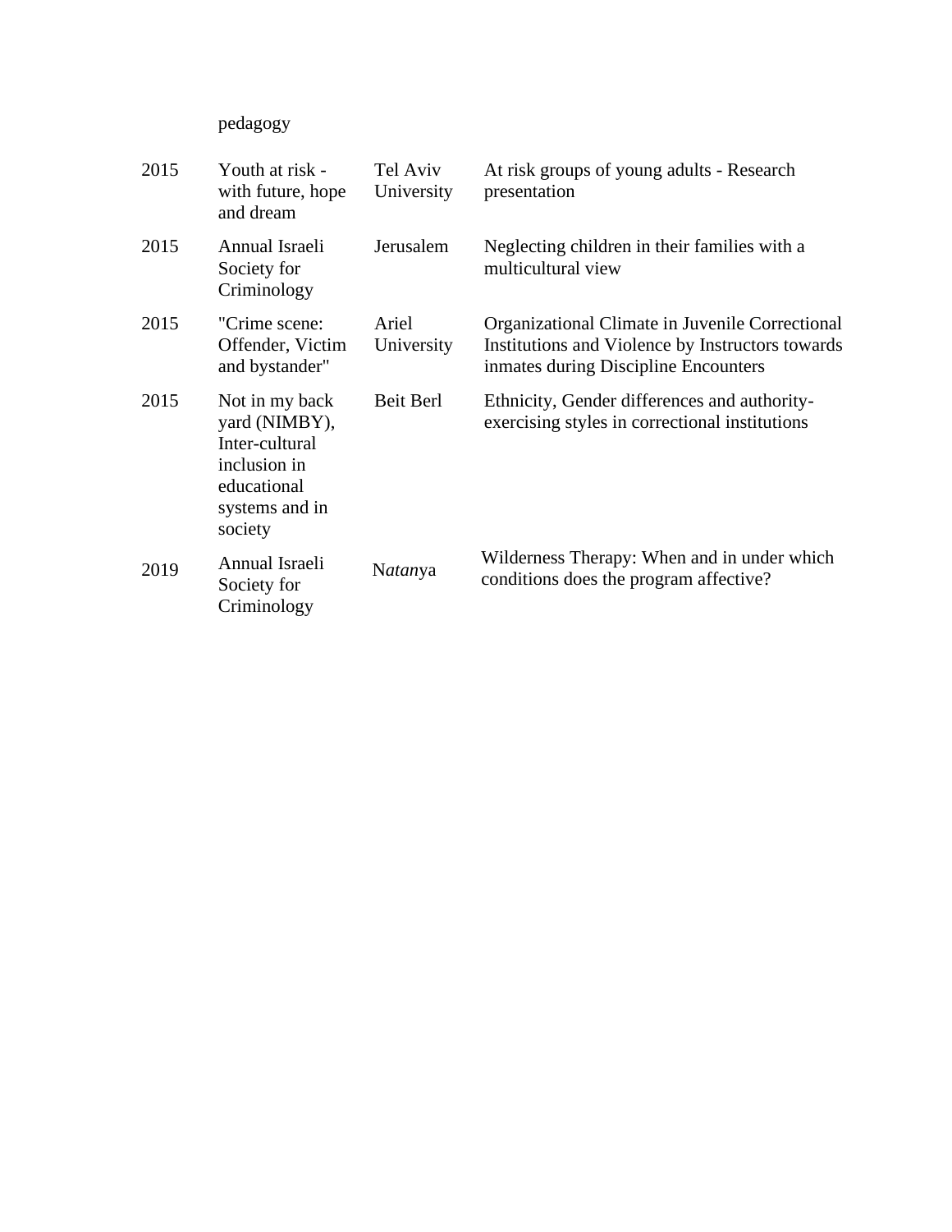| | | | |
|---|---|---|---|
| | pedagogy | | |
| 2015 | Youth at risk - with future, hope and dream | Tel Aviv University | At risk groups of young adults - Research presentation |
| 2015 | Annual Israeli Society for Criminology | Jerusalem | Neglecting children in their families with a multicultural view |
| 2015 | "Crime scene: Offender, Victim and bystander" | Ariel University | Organizational Climate in Juvenile Correctional Institutions and Violence by Instructors towards inmates during Discipline Encounters |
| 2015 | Not in my back yard (NIMBY), Inter-cultural inclusion in educational systems and in society | Beit Berl | Ethnicity, Gender differences and authority-exercising styles in correctional institutions |
| 2019 | Annual Israeli Society for Criminology | N*atan*ya | Wilderness Therapy: When and in under which conditions does the program affective? |